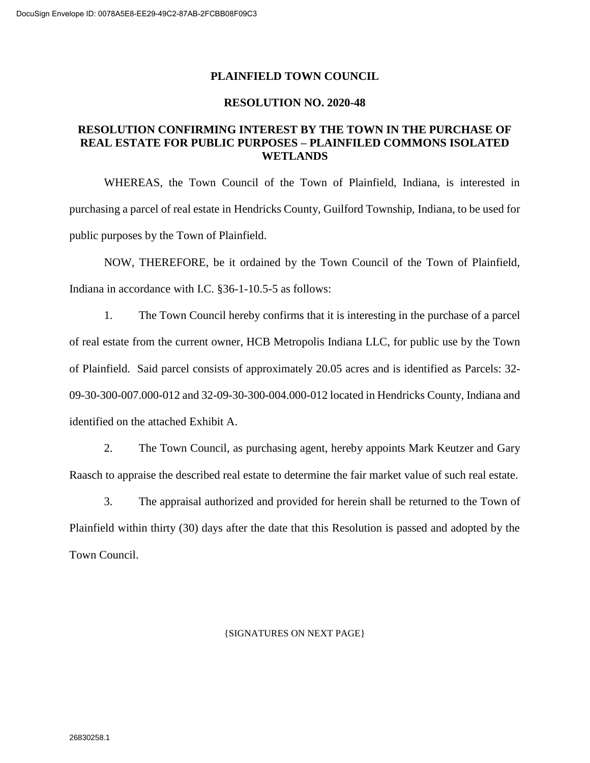DocuSign Envelope ID: 0078A5E8-EE29-49C2-87AB-2FCBB08F09C3

**PLAINFIELD TOWN COUNCIL**

**RESOLUTION NO. 2020-48**

**RESOLUTION CONFIRMING INTEREST BY THE TOWN IN THE PURCHASE OF REAL ESTATE FOR PUBLIC PURPOSES – PLAINFILED COMMONS ISOLATED WETLANDS**

WHEREAS, the Town Council of the Town of Plainfield, Indiana, is interested in purchasing a parcel of real estate in Hendricks County, Guilford Township, Indiana, to be used for public purposes by the Town of Plainfield.

NOW, THEREFORE, be it ordained by the Town Council of the Town of Plainfield, Indiana in accordance with I.C. §36-1-10.5-5 as follows:

1. The Town Council hereby confirms that it is interesting in the purchase of a parcel of real estate from the current owner, HCB Metropolis Indiana LLC, for public use by the Town of Plainfield. Said parcel consists of approximately 20.05 acres and is identified as Parcels: 32-09-30-300-007.000-012 and 32-09-30-300-004.000-012 located in Hendricks County, Indiana and identified on the attached Exhibit A.

2. The Town Council, as purchasing agent, hereby appoints Mark Keutzer and Gary Raasch to appraise the described real estate to determine the fair market value of such real estate.

3. The appraisal authorized and provided for herein shall be returned to the Town of Plainfield within thirty (30) days after the date that this Resolution is passed and adopted by the Town Council.

{SIGNATURES ON NEXT PAGE}

26830258.1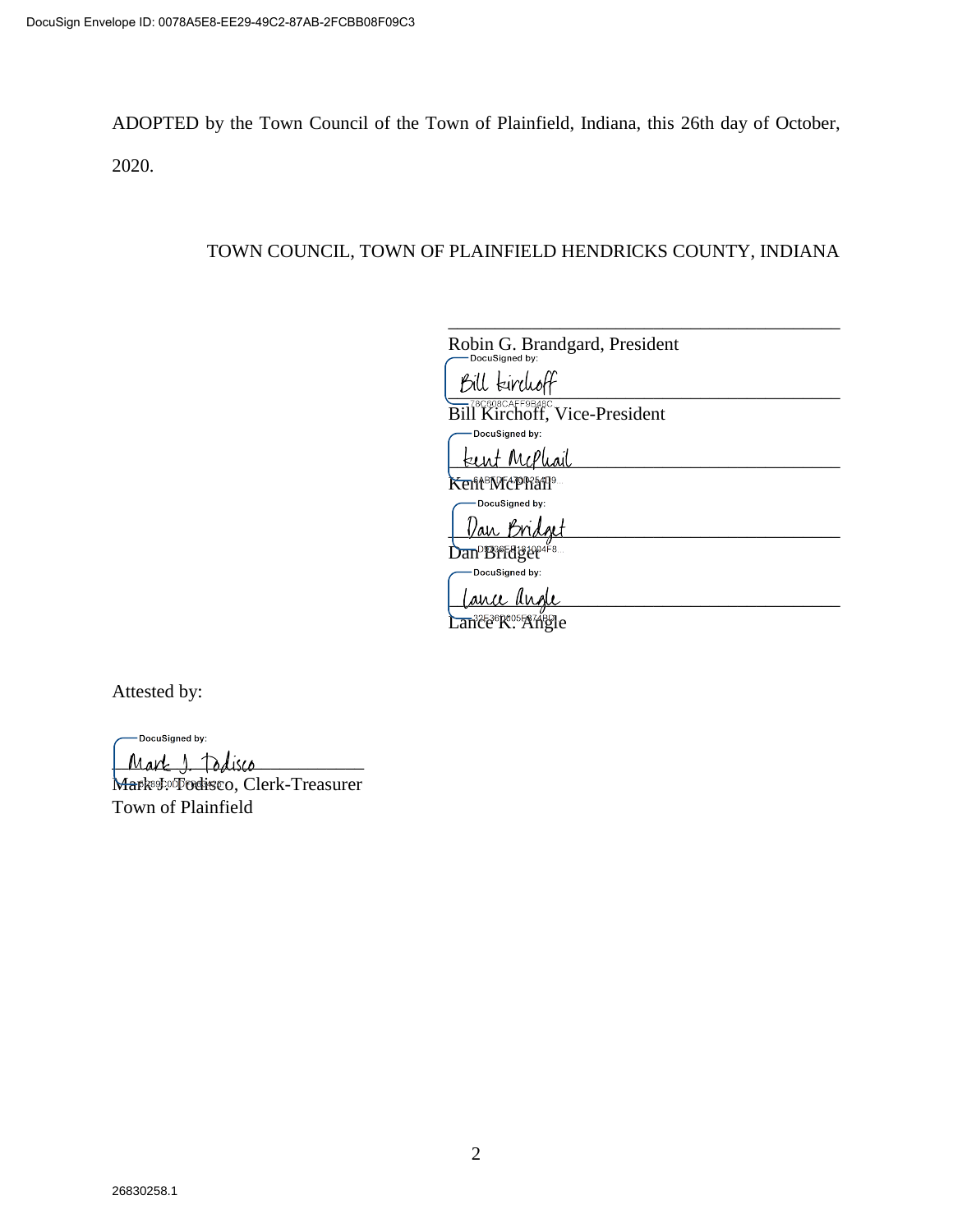ADOPTED by the Town Council of the Town of Plainfield, Indiana, this 26th day of October, 2020.

TOWN COUNCIL, TOWN OF PLAINFIELD HENDRICKS COUNTY, INDIANA

\_\_\_\_\_\_\_\_\_\_\_\_\_\_\_\_\_\_\_\_\_\_\_\_\_\_\_\_\_\_\_\_\_\_\_\_\_\_\_\_
Robin G. Brandgard, President

DocuSigned by:
Bill Kirchoff
76C608CAFF9B48C...
Bill Kirchoff, Vice-President

DocuSigned by:
Kent McPhail
Kent McPhail

DocuSigned by:
Dan Bridget
Dan Bridget

DocuSigned by:
Lance Angle
Lance K. Angle

Attested by:

DocuSigned by:
Mark J. Todisco
Mark J. Todisco, Clerk-Treasurer
Town of Plainfield

26830258.1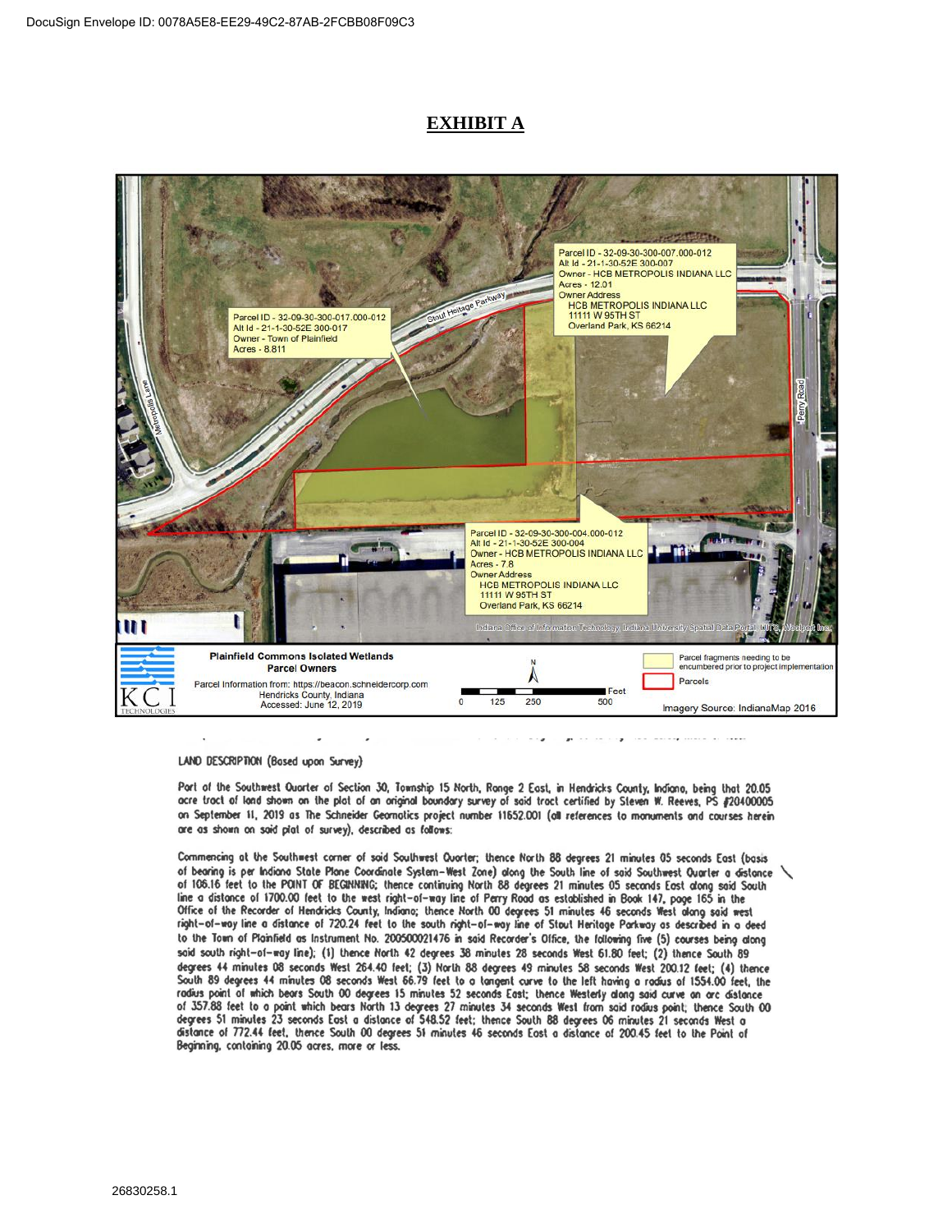# EXHIBIT A

Parcel ID - 32-09-30-300-007.000-012
Alt Id - 21-1-30-52E 300-007
Owner - HCB METROPOLIS INDIANA LLC
Acres - 12.01
Owner Address
HCB METROPOLIS INDIANA LLC
11111 W 95TH ST
Overland Park, KS 66214

Parcel ID - 32-09-30-300-017.000-012
Alt Id - 21-1-30-52E 300-017
Owner - Town of Plainfield
Acres - 8.811

Parcel ID - 32-09-30-300-004.000-012
Alt Id - 21-1-30-52E 300-004
Owner - HCB METROPOLIS INDIANA LLC
Acres - 7.8
Owner Address
HCB METROPOLIS INDIANA LLC
11111 W 95TH ST
Overland Park, KS 66214

Stout Heritage Parkway

Metropolis Lane

Perry Road

Indiana Office of Information Technology, Indiana University Spatial Data Portal, IUPS, Woolpert Inc.

Plainfield Commons Isolated Wetlands
Parcel Owners

Parcel Information from: https://beacon.schneidercorp.com
Hendricks County, Indiana
Accessed: June 12, 2019

N

0 125 250 500 Feet

Parcel fragments needing to be encumbered prior to project implementation

Parcels

Imagery Source: IndianaMap 2016

KCI TECHNOLOGIES

LAND DESCRIPTION (Based upon Survey)

Part of the Southwest Quarter of Section 30, Township 15 North, Range 2 East, in Hendricks County, Indiana, being that 20.05 acre tract of land shown on the plat of an original boundary survey of said tract certified by Steven W. Reeves, PS #20400005 on September 11, 2019 as The Schneider Geomatics project number 11652.001 (all references to monuments and courses herein are as shown on said plat of survey), described as follows:

Commencing at the Southwest corner of said Southwest Quarter; thence North 88 degrees 21 minutes 05 seconds East (basis of bearing is per Indiana State Plane Coordinate System-West Zone) along the South line of said Southwest Quarter a distance of 106.16 feet to the POINT OF BEGINNING; thence continuing North 88 degrees 21 minutes 05 seconds East along said South line a distance of 1700.00 feet to the west right-of-way line of Perry Road as established in Book 147, page 165 in the Office of the Recorder of Hendricks County, Indiana; thence North 00 degrees 51 minutes 46 seconds West along said west right-of-way line a distance of 720.24 feet to the south right-of-way line of Stout Heritage Parkway as described in a deed to the Town of Plainfield as Instrument No. 200500021476 in said Recorder's Office, the following five (5) courses being along said south right-of-way line); (1) thence North 42 degrees 38 minutes 28 seconds West 61.80 feet; (2) thence South 89 degrees 44 minutes 08 seconds West 264.40 feet; (3) thence North 88 degrees 49 minutes 58 seconds West 200.12 feet; (4) thence South 89 degrees 44 minutes 08 seconds West 66.79 feet to a tangent curve to the left having a radius of 1554.00 feet, the radius point of which bears South 00 degrees 15 minutes 52 seconds East; thence Westerly along said curve an arc distance of 357.88 feet to a point which bears North 13 degrees 27 minutes 34 seconds West from said radius point; thence South 00 degrees 51 minutes 23 seconds East a distance of 548.52 feet; thence South 88 degrees 06 minutes 21 seconds West a distance of 772.44 feet, thence South 00 degrees 51 minutes 46 seconds East a distance of 200.45 feet to the Point of Beginning, containing 20.05 acres, more or less.

26830258.1